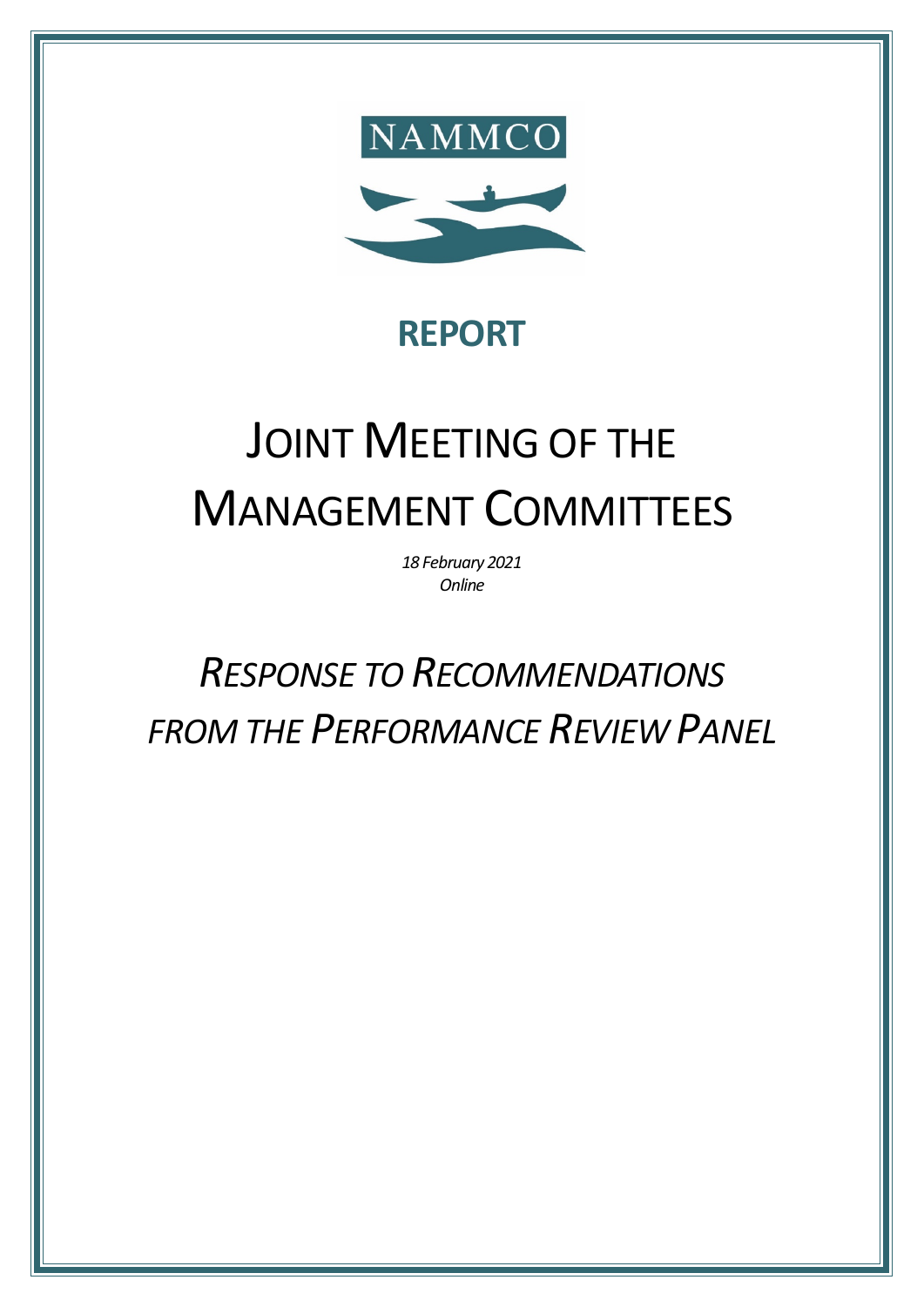NAMMCO

# REPORT

# JOINT MEETING OF THE MANAGEMENT COMMITTEES

*18 February 2021*
*Online*

## *RESPONSE TO RECOMMENDATIONS FROM THE PERFORMANCE REVIEW PANEL*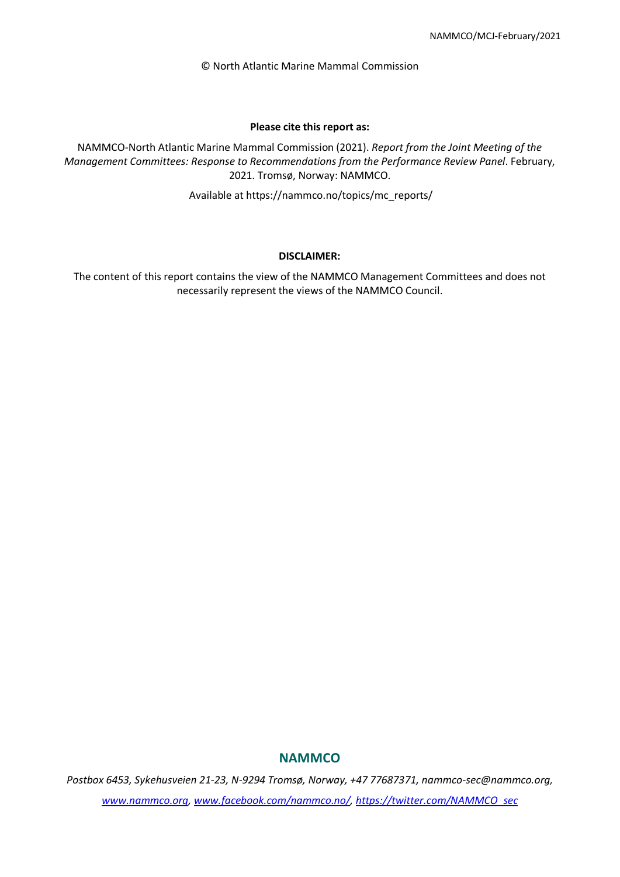© North Atlantic Marine Mammal Commission

**Please cite this report as:**

NAMMCO-North Atlantic Marine Mammal Commission (2021). *Report from the Joint Meeting of the Management Committees: Response to Recommendations from the Performance Review Panel*. February, 2021. Tromsø, Norway: NAMMCO.

Available at https://nammco.no/topics/mc_reports/

**DISCLAIMER:**

The content of this report contains the view of the NAMMCO Management Committees and does not necessarily represent the views of the NAMMCO Council.

**NAMMCO**

*Postbox 6453, Sykehusveien 21-23, N-9294 Tromsø, Norway, +47 77687371, nammco-sec@nammco.org, [www.nammco.org](www.nammco.org), [www.facebook.com/nammco.no/](www.facebook.com/nammco.no/), [https://twitter.com/NAMMCO_sec](https://twitter.com/NAMMCO_sec)*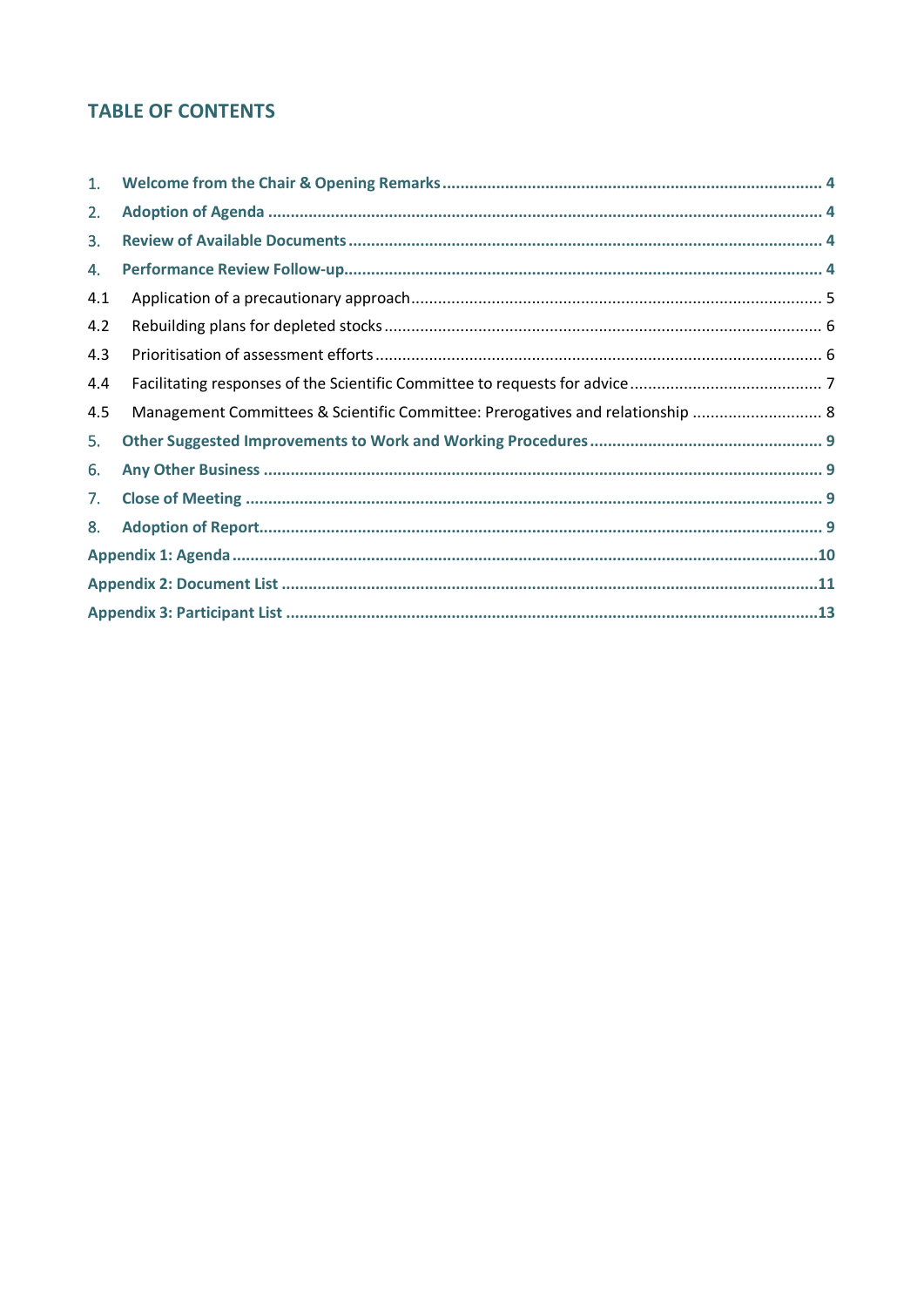## TABLE OF CONTENTS

1. **Welcome from the Chair & Opening Remarks** .......... 4
2. **Adoption of Agenda** .......... 4
3. **Review of Available Documents** .......... 4
4. **Performance Review Follow-up** .......... 4
   - 4.1 Application of a precautionary approach .......... 5
   - 4.2 Rebuilding plans for depleted stocks .......... 6
   - 4.3 Prioritisation of assessment efforts .......... 6
   - 4.4 Facilitating responses of the Scientific Committee to requests for advice .......... 7
   - 4.5 Management Committees & Scientific Committee: Prerogatives and relationship .......... 8
5. **Other Suggested Improvements to Work and Working Procedures** .......... 9
6. **Any Other Business** .......... 9
7. **Close of Meeting** .......... 9
8. **Adoption of Report** .......... 9

**Appendix 1: Agenda** .......... 10

**Appendix 2: Document List** .......... 11

**Appendix 3: Participant List** .......... 13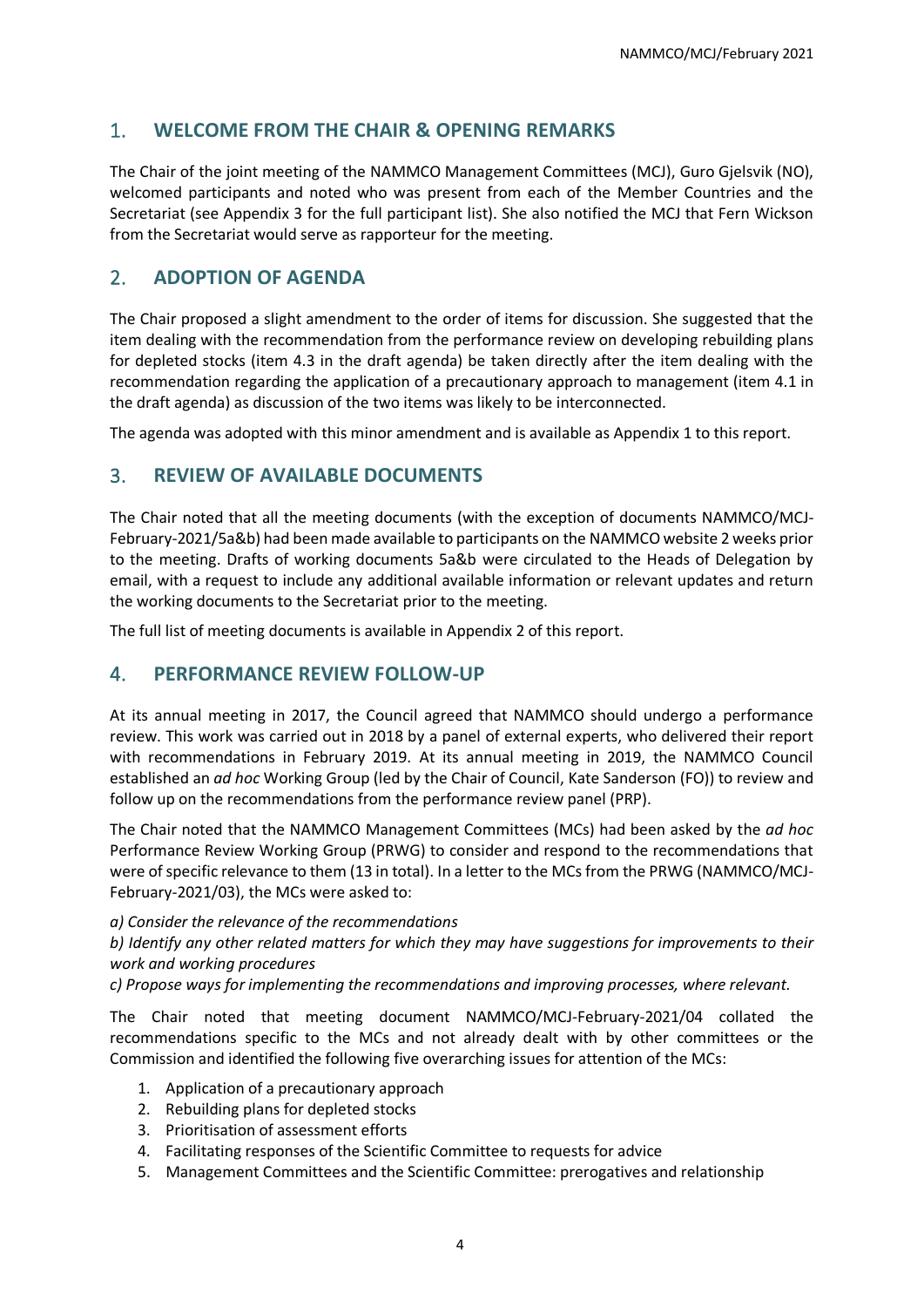## 1. WELCOME FROM THE CHAIR & OPENING REMARKS

The Chair of the joint meeting of the NAMMCO Management Committees (MCJ), Guro Gjelsvik (NO), welcomed participants and noted who was present from each of the Member Countries and the Secretariat (see Appendix 3 for the full participant list). She also notified the MCJ that Fern Wickson from the Secretariat would serve as rapporteur for the meeting.

## 2. ADOPTION OF AGENDA

The Chair proposed a slight amendment to the order of items for discussion. She suggested that the item dealing with the recommendation from the performance review on developing rebuilding plans for depleted stocks (item 4.3 in the draft agenda) be taken directly after the item dealing with the recommendation regarding the application of a precautionary approach to management (item 4.1 in the draft agenda) as discussion of the two items was likely to be interconnected.

The agenda was adopted with this minor amendment and is available as Appendix 1 to this report.

## 3. REVIEW OF AVAILABLE DOCUMENTS

The Chair noted that all the meeting documents (with the exception of documents NAMMCO/MCJ-February-2021/5a&b) had been made available to participants on the NAMMCO website 2 weeks prior to the meeting. Drafts of working documents 5a&b were circulated to the Heads of Delegation by email, with a request to include any additional available information or relevant updates and return the working documents to the Secretariat prior to the meeting.

The full list of meeting documents is available in Appendix 2 of this report.

## 4. PERFORMANCE REVIEW FOLLOW-UP

At its annual meeting in 2017, the Council agreed that NAMMCO should undergo a performance review. This work was carried out in 2018 by a panel of external experts, who delivered their report with recommendations in February 2019. At its annual meeting in 2019, the NAMMCO Council established an *ad hoc* Working Group (led by the Chair of Council, Kate Sanderson (FO)) to review and follow up on the recommendations from the performance review panel (PRP).

The Chair noted that the NAMMCO Management Committees (MCs) had been asked by the *ad hoc* Performance Review Working Group (PRWG) to consider and respond to the recommendations that were of specific relevance to them (13 in total). In a letter to the MCs from the PRWG (NAMMCO/MCJ-February-2021/03), the MCs were asked to:

*a) Consider the relevance of the recommendations*

*b) Identify any other related matters for which they may have suggestions for improvements to their work and working procedures*

*c) Propose ways for implementing the recommendations and improving processes, where relevant.*

The Chair noted that meeting document NAMMCO/MCJ-February-2021/04 collated the recommendations specific to the MCs and not already dealt with by other committees or the Commission and identified the following five overarching issues for attention of the MCs:

1. Application of a precautionary approach
2. Rebuilding plans for depleted stocks
3. Prioritisation of assessment efforts
4. Facilitating responses of the Scientific Committee to requests for advice
5. Management Committees and the Scientific Committee: prerogatives and relationship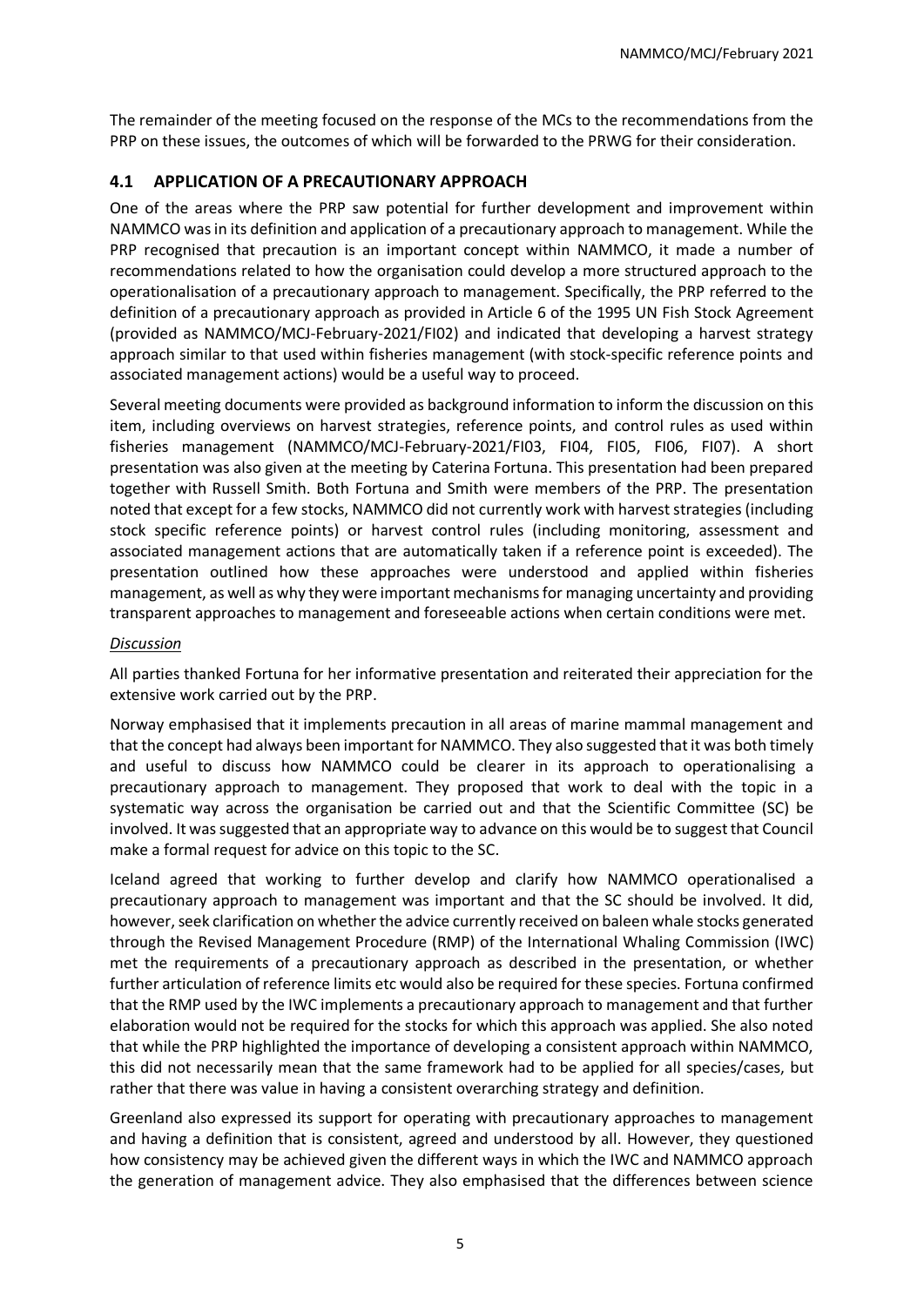The remainder of the meeting focused on the response of the MCs to the recommendations from the PRP on these issues, the outcomes of which will be forwarded to the PRWG for their consideration.

## 4.1 APPLICATION OF A PRECAUTIONARY APPROACH

One of the areas where the PRP saw potential for further development and improvement within NAMMCO was in its definition and application of a precautionary approach to management. While the PRP recognised that precaution is an important concept within NAMMCO, it made a number of recommendations related to how the organisation could develop a more structured approach to the operationalisation of a precautionary approach to management. Specifically, the PRP referred to the definition of a precautionary approach as provided in Article 6 of the 1995 UN Fish Stock Agreement (provided as NAMMCO/MCJ-February-2021/FI02) and indicated that developing a harvest strategy approach similar to that used within fisheries management (with stock-specific reference points and associated management actions) would be a useful way to proceed.

Several meeting documents were provided as background information to inform the discussion on this item, including overviews on harvest strategies, reference points, and control rules as used within fisheries management (NAMMCO/MCJ-February-2021/FI03, FI04, FI05, FI06, FI07). A short presentation was also given at the meeting by Caterina Fortuna. This presentation had been prepared together with Russell Smith. Both Fortuna and Smith were members of the PRP. The presentation noted that except for a few stocks, NAMMCO did not currently work with harvest strategies (including stock specific reference points) or harvest control rules (including monitoring, assessment and associated management actions that are automatically taken if a reference point is exceeded). The presentation outlined how these approaches were understood and applied within fisheries management, as well as why they were important mechanisms for managing uncertainty and providing transparent approaches to management and foreseeable actions when certain conditions were met.

*Discussion*

All parties thanked Fortuna for her informative presentation and reiterated their appreciation for the extensive work carried out by the PRP.

Norway emphasised that it implements precaution in all areas of marine mammal management and that the concept had always been important for NAMMCO. They also suggested that it was both timely and useful to discuss how NAMMCO could be clearer in its approach to operationalising a precautionary approach to management. They proposed that work to deal with the topic in a systematic way across the organisation be carried out and that the Scientific Committee (SC) be involved. It was suggested that an appropriate way to advance on this would be to suggest that Council make a formal request for advice on this topic to the SC.

Iceland agreed that working to further develop and clarify how NAMMCO operationalised a precautionary approach to management was important and that the SC should be involved. It did, however, seek clarification on whether the advice currently received on baleen whale stocks generated through the Revised Management Procedure (RMP) of the International Whaling Commission (IWC) met the requirements of a precautionary approach as described in the presentation, or whether further articulation of reference limits etc would also be required for these species. Fortuna confirmed that the RMP used by the IWC implements a precautionary approach to management and that further elaboration would not be required for the stocks for which this approach was applied. She also noted that while the PRP highlighted the importance of developing a consistent approach within NAMMCO, this did not necessarily mean that the same framework had to be applied for all species/cases, but rather that there was value in having a consistent overarching strategy and definition.

Greenland also expressed its support for operating with precautionary approaches to management and having a definition that is consistent, agreed and understood by all. However, they questioned how consistency may be achieved given the different ways in which the IWC and NAMMCO approach the generation of management advice. They also emphasised that the differences between science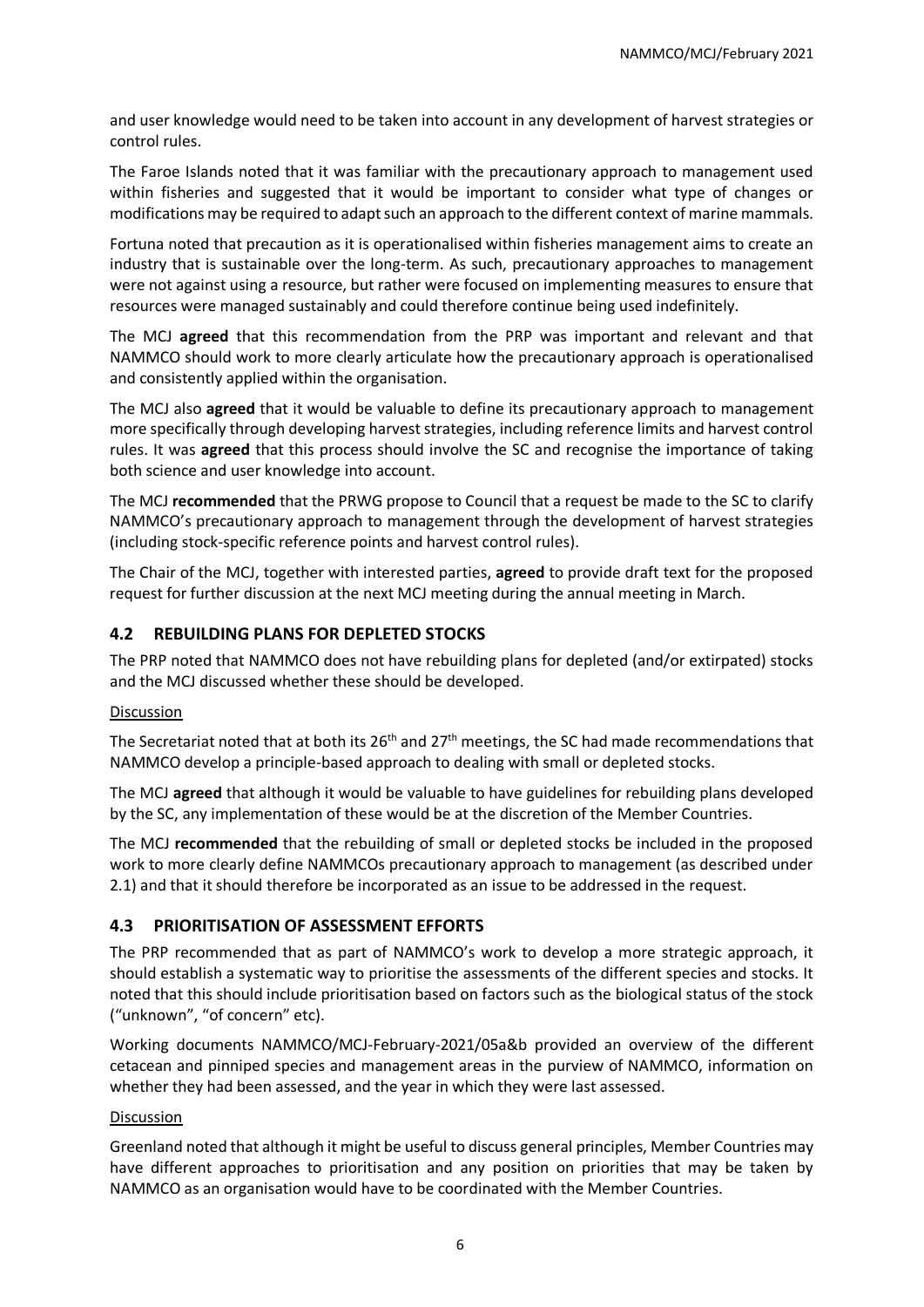and user knowledge would need to be taken into account in any development of harvest strategies or control rules.

The Faroe Islands noted that it was familiar with the precautionary approach to management used within fisheries and suggested that it would be important to consider what type of changes or modifications may be required to adapt such an approach to the different context of marine mammals.

Fortuna noted that precaution as it is operationalised within fisheries management aims to create an industry that is sustainable over the long-term. As such, precautionary approaches to management were not against using a resource, but rather were focused on implementing measures to ensure that resources were managed sustainably and could therefore continue being used indefinitely.

The MCJ **agreed** that this recommendation from the PRP was important and relevant and that NAMMCO should work to more clearly articulate how the precautionary approach is operationalised and consistently applied within the organisation.

The MCJ also **agreed** that it would be valuable to define its precautionary approach to management more specifically through developing harvest strategies, including reference limits and harvest control rules. It was **agreed** that this process should involve the SC and recognise the importance of taking both science and user knowledge into account.

The MCJ **recommended** that the PRWG propose to Council that a request be made to the SC to clarify NAMMCO's precautionary approach to management through the development of harvest strategies (including stock-specific reference points and harvest control rules).

The Chair of the MCJ, together with interested parties, **agreed** to provide draft text for the proposed request for further discussion at the next MCJ meeting during the annual meeting in March.

## 4.2 REBUILDING PLANS FOR DEPLETED STOCKS

The PRP noted that NAMMCO does not have rebuilding plans for depleted (and/or extirpated) stocks and the MCJ discussed whether these should be developed.

Discussion

The Secretariat noted that at both its 26th and 27th meetings, the SC had made recommendations that NAMMCO develop a principle-based approach to dealing with small or depleted stocks.

The MCJ **agreed** that although it would be valuable to have guidelines for rebuilding plans developed by the SC, any implementation of these would be at the discretion of the Member Countries.

The MCJ **recommended** that the rebuilding of small or depleted stocks be included in the proposed work to more clearly define NAMMCOs precautionary approach to management (as described under 2.1) and that it should therefore be incorporated as an issue to be addressed in the request.

## 4.3 PRIORITISATION OF ASSESSMENT EFFORTS

The PRP recommended that as part of NAMMCO's work to develop a more strategic approach, it should establish a systematic way to prioritise the assessments of the different species and stocks. It noted that this should include prioritisation based on factors such as the biological status of the stock ("unknown", "of concern" etc).

Working documents NAMMCO/MCJ-February-2021/05a&b provided an overview of the different cetacean and pinniped species and management areas in the purview of NAMMCO, information on whether they had been assessed, and the year in which they were last assessed.

Discussion

Greenland noted that although it might be useful to discuss general principles, Member Countries may have different approaches to prioritisation and any position on priorities that may be taken by NAMMCO as an organisation would have to be coordinated with the Member Countries.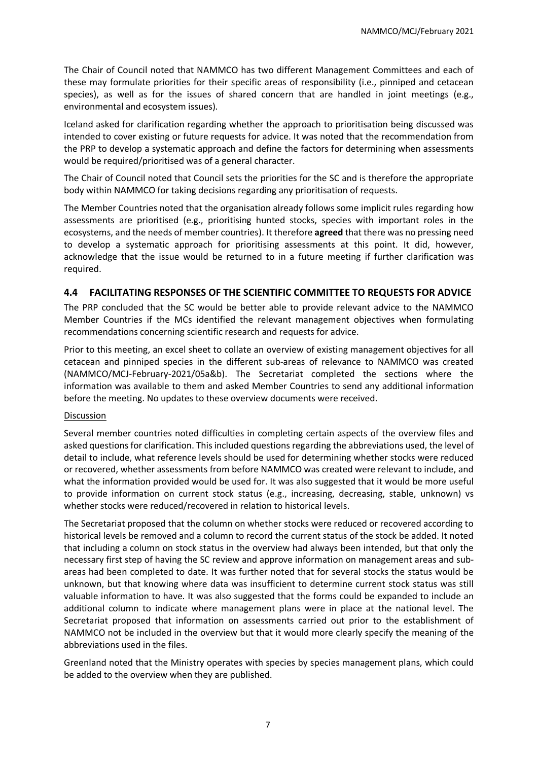The Chair of Council noted that NAMMCO has two different Management Committees and each of these may formulate priorities for their specific areas of responsibility (i.e., pinniped and cetacean species), as well as for the issues of shared concern that are handled in joint meetings (e.g., environmental and ecosystem issues).

Iceland asked for clarification regarding whether the approach to prioritisation being discussed was intended to cover existing or future requests for advice. It was noted that the recommendation from the PRP to develop a systematic approach and define the factors for determining when assessments would be required/prioritised was of a general character.

The Chair of Council noted that Council sets the priorities for the SC and is therefore the appropriate body within NAMMCO for taking decisions regarding any prioritisation of requests.

The Member Countries noted that the organisation already follows some implicit rules regarding how assessments are prioritised (e.g., prioritising hunted stocks, species with important roles in the ecosystems, and the needs of member countries). It therefore **agreed** that there was no pressing need to develop a systematic approach for prioritising assessments at this point. It did, however, acknowledge that the issue would be returned to in a future meeting if further clarification was required.

## 4.4 FACILITATING RESPONSES OF THE SCIENTIFIC COMMITTEE TO REQUESTS FOR ADVICE

The PRP concluded that the SC would be better able to provide relevant advice to the NAMMCO Member Countries if the MCs identified the relevant management objectives when formulating recommendations concerning scientific research and requests for advice.

Prior to this meeting, an excel sheet to collate an overview of existing management objectives for all cetacean and pinniped species in the different sub-areas of relevance to NAMMCO was created (NAMMCO/MCJ-February-2021/05a&b). The Secretariat completed the sections where the information was available to them and asked Member Countries to send any additional information before the meeting. No updates to these overview documents were received.

Discussion

Several member countries noted difficulties in completing certain aspects of the overview files and asked questions for clarification. This included questions regarding the abbreviations used, the level of detail to include, what reference levels should be used for determining whether stocks were reduced or recovered, whether assessments from before NAMMCO was created were relevant to include, and what the information provided would be used for. It was also suggested that it would be more useful to provide information on current stock status (e.g., increasing, decreasing, stable, unknown) vs whether stocks were reduced/recovered in relation to historical levels.

The Secretariat proposed that the column on whether stocks were reduced or recovered according to historical levels be removed and a column to record the current status of the stock be added. It noted that including a column on stock status in the overview had always been intended, but that only the necessary first step of having the SC review and approve information on management areas and sub-areas had been completed to date. It was further noted that for several stocks the status would be unknown, but that knowing where data was insufficient to determine current stock status was still valuable information to have. It was also suggested that the forms could be expanded to include an additional column to indicate where management plans were in place at the national level. The Secretariat proposed that information on assessments carried out prior to the establishment of NAMMCO not be included in the overview but that it would more clearly specify the meaning of the abbreviations used in the files.

Greenland noted that the Ministry operates with species by species management plans, which could be added to the overview when they are published.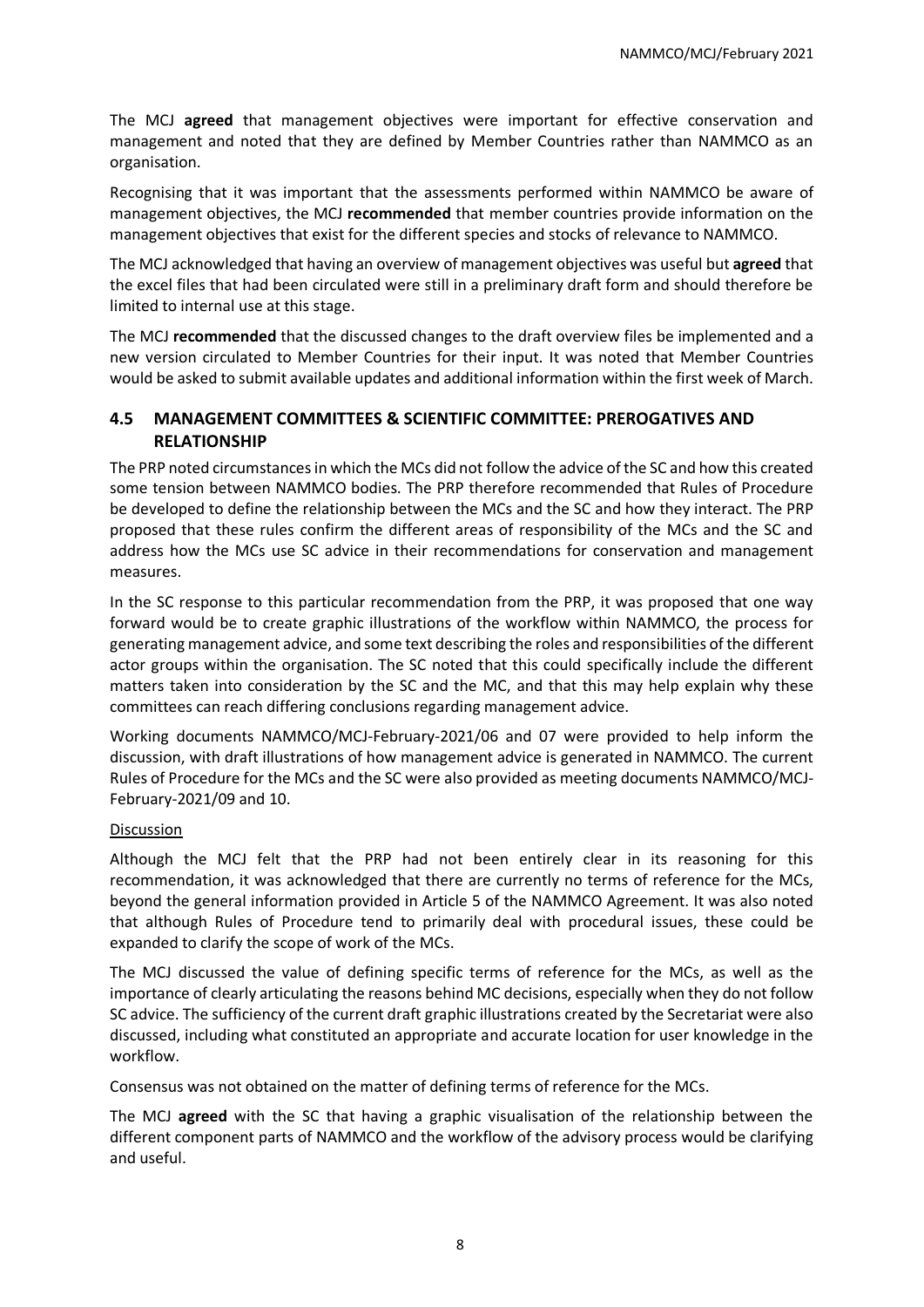The MCJ **agreed** that management objectives were important for effective conservation and management and noted that they are defined by Member Countries rather than NAMMCO as an organisation.

Recognising that it was important that the assessments performed within NAMMCO be aware of management objectives, the MCJ **recommended** that member countries provide information on the management objectives that exist for the different species and stocks of relevance to NAMMCO.

The MCJ acknowledged that having an overview of management objectives was useful but **agreed** that the excel files that had been circulated were still in a preliminary draft form and should therefore be limited to internal use at this stage.

The MCJ **recommended** that the discussed changes to the draft overview files be implemented and a new version circulated to Member Countries for their input. It was noted that Member Countries would be asked to submit available updates and additional information within the first week of March.

## 4.5 MANAGEMENT COMMITTEES & SCIENTIFIC COMMITTEE: PREROGATIVES AND RELATIONSHIP

The PRP noted circumstances in which the MCs did not follow the advice of the SC and how this created some tension between NAMMCO bodies. The PRP therefore recommended that Rules of Procedure be developed to define the relationship between the MCs and the SC and how they interact. The PRP proposed that these rules confirm the different areas of responsibility of the MCs and the SC and address how the MCs use SC advice in their recommendations for conservation and management measures.

In the SC response to this particular recommendation from the PRP, it was proposed that one way forward would be to create graphic illustrations of the workflow within NAMMCO, the process for generating management advice, and some text describing the roles and responsibilities of the different actor groups within the organisation. The SC noted that this could specifically include the different matters taken into consideration by the SC and the MC, and that this may help explain why these committees can reach differing conclusions regarding management advice.

Working documents NAMMCO/MCJ-February-2021/06 and 07 were provided to help inform the discussion, with draft illustrations of how management advice is generated in NAMMCO. The current Rules of Procedure for the MCs and the SC were also provided as meeting documents NAMMCO/MCJ-February-2021/09 and 10.

<u>Discussion</u>

Although the MCJ felt that the PRP had not been entirely clear in its reasoning for this recommendation, it was acknowledged that there are currently no terms of reference for the MCs, beyond the general information provided in Article 5 of the NAMMCO Agreement. It was also noted that although Rules of Procedure tend to primarily deal with procedural issues, these could be expanded to clarify the scope of work of the MCs.

The MCJ discussed the value of defining specific terms of reference for the MCs, as well as the importance of clearly articulating the reasons behind MC decisions, especially when they do not follow SC advice. The sufficiency of the current draft graphic illustrations created by the Secretariat were also discussed, including what constituted an appropriate and accurate location for user knowledge in the workflow.

Consensus was not obtained on the matter of defining terms of reference for the MCs.

The MCJ **agreed** with the SC that having a graphic visualisation of the relationship between the different component parts of NAMMCO and the workflow of the advisory process would be clarifying and useful.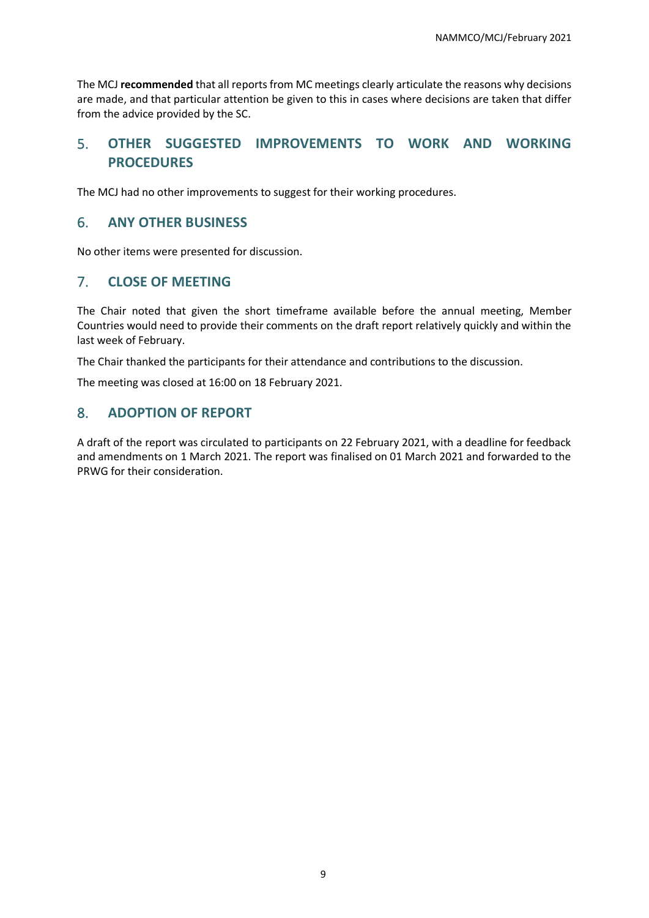The MCJ **recommended** that all reports from MC meetings clearly articulate the reasons why decisions are made, and that particular attention be given to this in cases where decisions are taken that differ from the advice provided by the SC.

## 5. OTHER SUGGESTED IMPROVEMENTS TO WORK AND WORKING PROCEDURES

The MCJ had no other improvements to suggest for their working procedures.

## 6. ANY OTHER BUSINESS

No other items were presented for discussion.

## 7. CLOSE OF MEETING

The Chair noted that given the short timeframe available before the annual meeting, Member Countries would need to provide their comments on the draft report relatively quickly and within the last week of February.

The Chair thanked the participants for their attendance and contributions to the discussion.

The meeting was closed at 16:00 on 18 February 2021.

## 8. ADOPTION OF REPORT

A draft of the report was circulated to participants on 22 February 2021, with a deadline for feedback and amendments on 1 March 2021. The report was finalised on 01 March 2021 and forwarded to the PRWG for their consideration.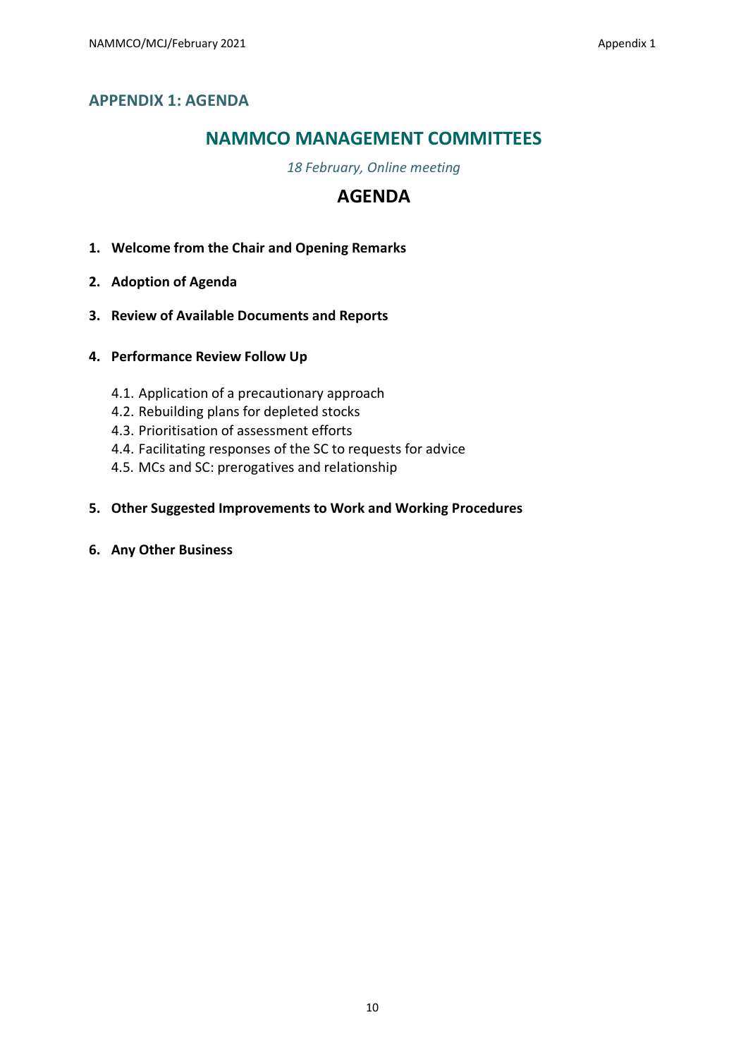## APPENDIX 1: AGENDA

# NAMMCO MANAGEMENT COMMITTEES

*18 February, Online meeting*

# AGENDA

1. **Welcome from the Chair and Opening Remarks**
2. **Adoption of Agenda**
3. **Review of Available Documents and Reports**
4. **Performance Review Follow Up**
   - 4.1. Application of a precautionary approach
   - 4.2. Rebuilding plans for depleted stocks
   - 4.3. Prioritisation of assessment efforts
   - 4.4. Facilitating responses of the SC to requests for advice
   - 4.5. MCs and SC: prerogatives and relationship
5. **Other Suggested Improvements to Work and Working Procedures**
6. **Any Other Business**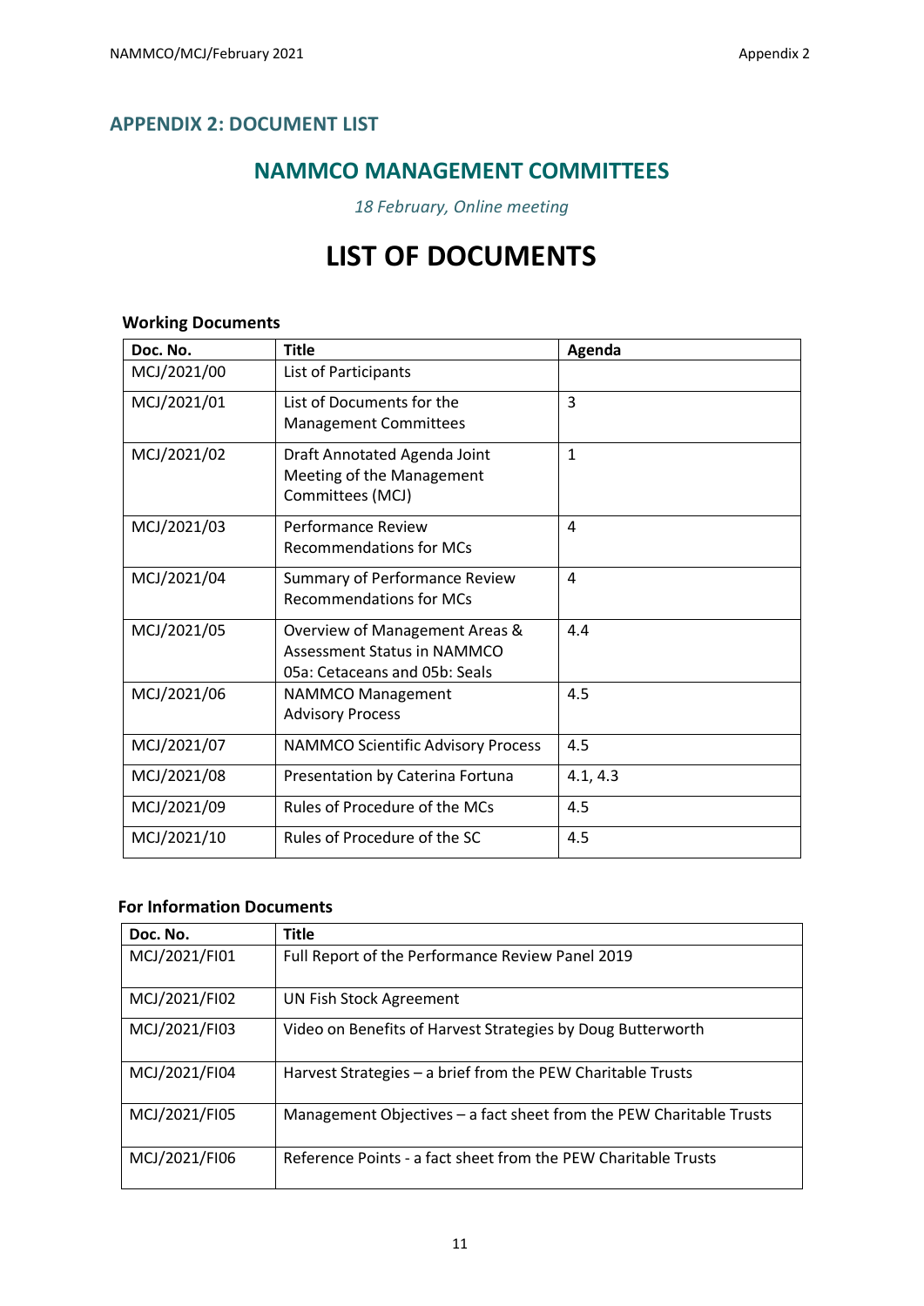## APPENDIX 2: DOCUMENT LIST

# NAMMCO MANAGEMENT COMMITTEES

*18 February, Online meeting*

# LIST OF DOCUMENTS

### Working Documents

| Doc. No. | Title | Agenda |
|---|---|---|
| MCJ/2021/00 | List of Participants | |
| MCJ/2021/01 | List of Documents for the Management Committees | 3 |
| MCJ/2021/02 | Draft Annotated Agenda Joint Meeting of the Management Committees (MCJ) | 1 |
| MCJ/2021/03 | Performance Review Recommendations for MCs | 4 |
| MCJ/2021/04 | Summary of Performance Review Recommendations for MCs | 4 |
| MCJ/2021/05 | Overview of Management Areas & Assessment Status in NAMMCO 05a: Cetaceans and 05b: Seals | 4.4 |
| MCJ/2021/06 | NAMMCO Management Advisory Process | 4.5 |
| MCJ/2021/07 | NAMMCO Scientific Advisory Process | 4.5 |
| MCJ/2021/08 | Presentation by Caterina Fortuna | 4.1, 4.3 |
| MCJ/2021/09 | Rules of Procedure of the MCs | 4.5 |
| MCJ/2021/10 | Rules of Procedure of the SC | 4.5 |

### For Information Documents

| Doc. No. | Title |
|---|---|
| MCJ/2021/FI01 | Full Report of the Performance Review Panel 2019 |
| MCJ/2021/FI02 | UN Fish Stock Agreement |
| MCJ/2021/FI03 | Video on Benefits of Harvest Strategies by Doug Butterworth |
| MCJ/2021/FI04 | Harvest Strategies – a brief from the PEW Charitable Trusts |
| MCJ/2021/FI05 | Management Objectives – a fact sheet from the PEW Charitable Trusts |
| MCJ/2021/FI06 | Reference Points - a fact sheet from the PEW Charitable Trusts |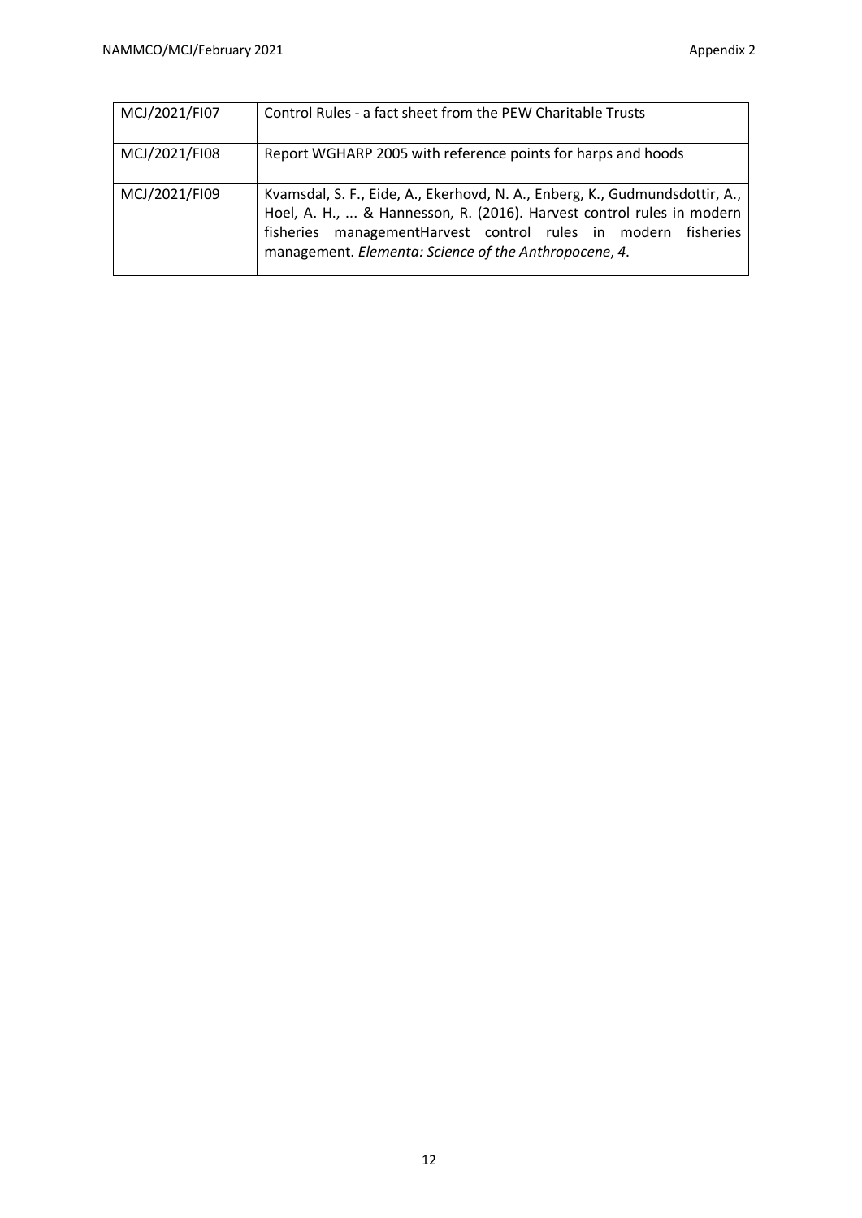| | |
|---|---|
| MCJ/2021/FI07 | Control Rules - a fact sheet from the PEW Charitable Trusts |
| MCJ/2021/FI08 | Report WGHARP 2005 with reference points for harps and hoods |
| MCJ/2021/FI09 | Kvamsdal, S. F., Eide, A., Ekerhovd, N. A., Enberg, K., Gudmundsdottir, A., Hoel, A. H., ... & Hannesson, R. (2016). Harvest control rules in modern fisheries managementHarvest control rules in modern fisheries management. *Elementa: Science of the Anthropocene*, *4*. |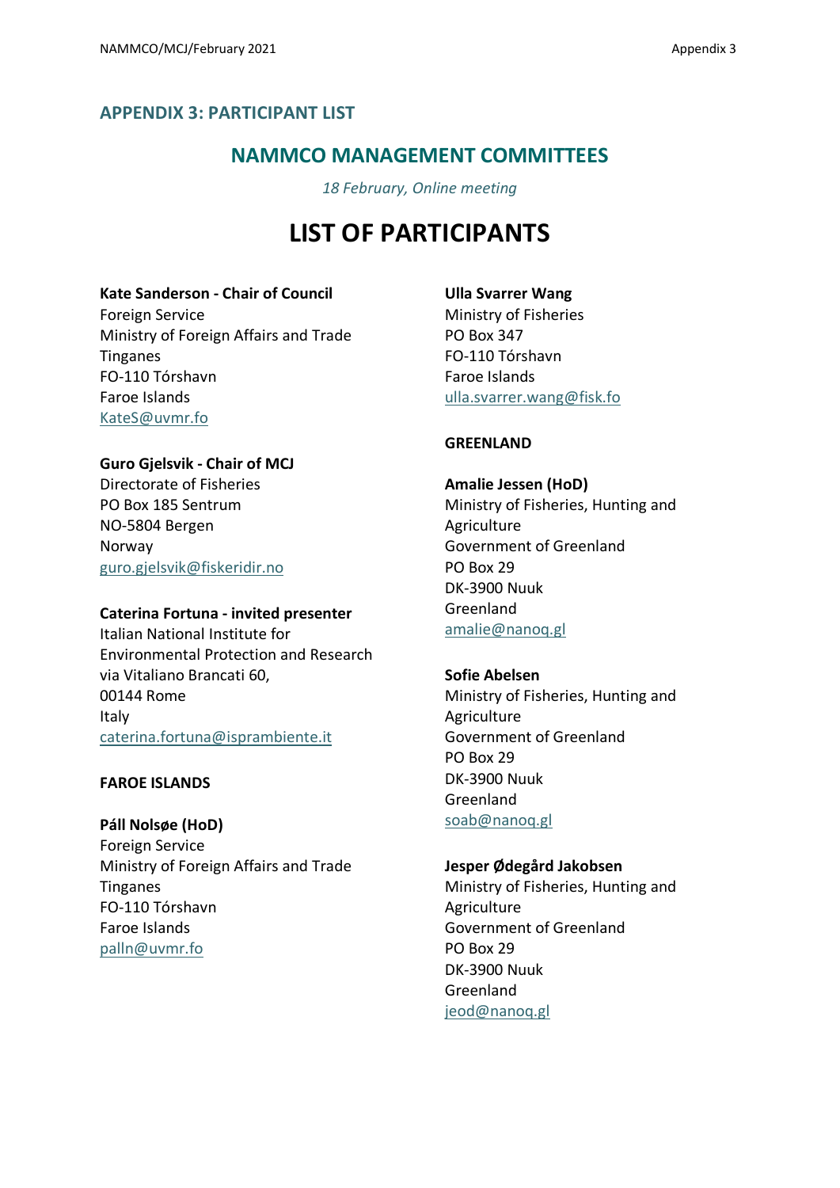## APPENDIX 3: PARTICIPANT LIST

## NAMMCO MANAGEMENT COMMITTEES

*18 February, Online meeting*

# LIST OF PARTICIPANTS

**Kate Sanderson - Chair of Council**
Foreign Service
Ministry of Foreign Affairs and Trade
Tinganes
FO-110 Tórshavn
Faroe Islands
KateS@uvmr.fo

**Guro Gjelsvik - Chair of MCJ**
Directorate of Fisheries
PO Box 185 Sentrum
NO-5804 Bergen
Norway
guro.gjelsvik@fiskeridir.no

**Caterina Fortuna - invited presenter**
Italian National Institute for Environmental Protection and Research
via Vitaliano Brancati 60,
00144 Rome
Italy
caterina.fortuna@isprambiente.it

**FAROE ISLANDS**

**Páll Nolsøe (HoD)**
Foreign Service
Ministry of Foreign Affairs and Trade
Tinganes
FO-110 Tórshavn
Faroe Islands
palln@uvmr.fo

**Ulla Svarrer Wang**
Ministry of Fisheries
PO Box 347
FO-110 Tórshavn
Faroe Islands
ulla.svarrer.wang@fisk.fo

**GREENLAND**

**Amalie Jessen (HoD)**
Ministry of Fisheries, Hunting and Agriculture
Government of Greenland
PO Box 29
DK-3900 Nuuk
Greenland
amalie@nanoq.gl

**Sofie Abelsen**
Ministry of Fisheries, Hunting and Agriculture
Government of Greenland
PO Box 29
DK-3900 Nuuk
Greenland
soab@nanoq.gl

**Jesper Ødegård Jakobsen**
Ministry of Fisheries, Hunting and Agriculture
Government of Greenland
PO Box 29
DK-3900 Nuuk
Greenland
jeod@nanoq.gl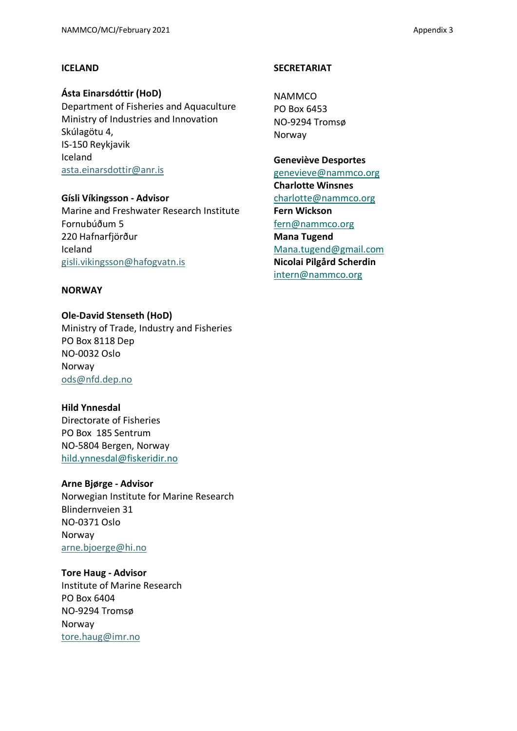**ICELAND**

**Ásta Einarsdóttir (HoD)**
Department of Fisheries and Aquaculture
Ministry of Industries and Innovation
Skúlagötu 4,
IS-150 Reykjavik
Iceland
asta.einarsdottir@anr.is

**Gísli Víkingsson - Advisor**
Marine and Freshwater Research Institute
Fornubúðum 5
220 Hafnarfjörður
Iceland
gisli.vikingsson@hafogvatn.is

**NORWAY**

**Ole-David Stenseth (HoD)**
Ministry of Trade, Industry and Fisheries
PO Box 8118 Dep
NO-0032 Oslo
Norway
ods@nfd.dep.no

**Hild Ynnesdal**
Directorate of Fisheries
PO Box 185 Sentrum
NO-5804 Bergen, Norway
hild.ynnesdal@fiskeridir.no

**Arne Bjørge - Advisor**
Norwegian Institute for Marine Research
Blindernveien 31
NO-0371 Oslo
Norway
arne.bjoerge@hi.no

**Tore Haug - Advisor**
Institute of Marine Research
PO Box 6404
NO-9294 Tromsø
Norway
tore.haug@imr.no

**SECRETARIAT**

NAMMCO
PO Box 6453
NO-9294 Tromsø
Norway

**Geneviève Desportes**
genevieve@nammco.org
**Charlotte Winsnes**
charlotte@nammco.org
**Fern Wickson**
fern@nammco.org
**Mana Tugend**
Mana.tugend@gmail.com
**Nicolai Pilgård Scherdin**
intern@nammco.org